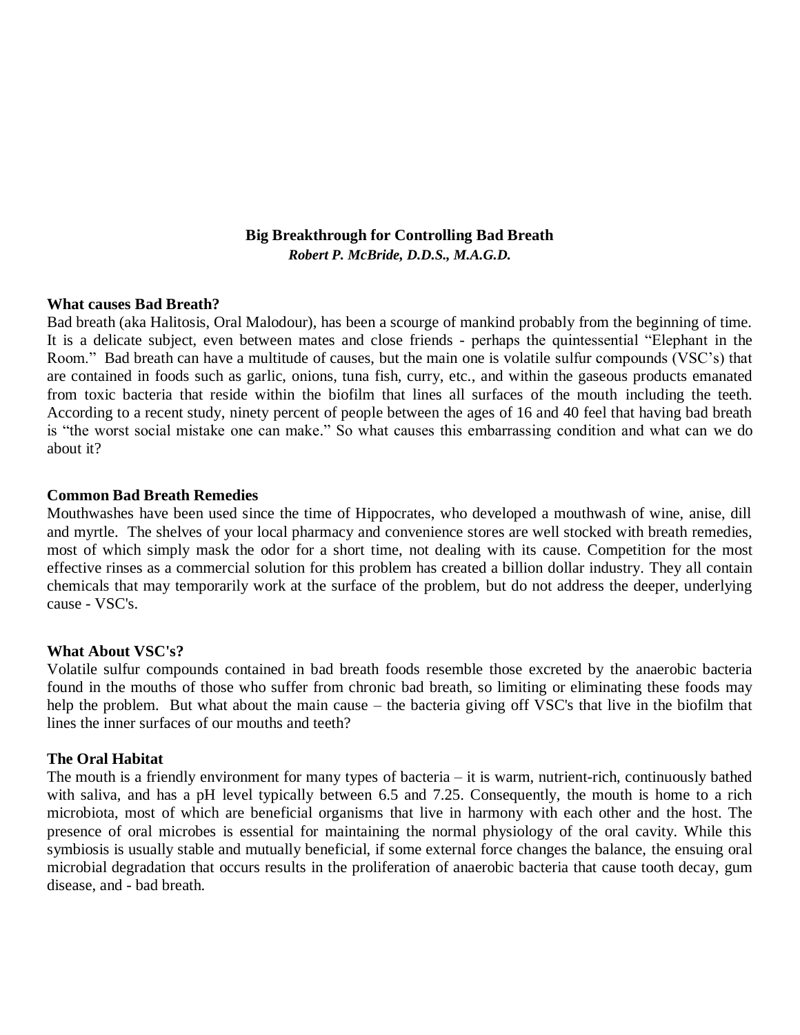# Big Breakthrough for Controlling Bad Breath

***Robert P. McBride, D.D.S., M.A.G.D.***

## What causes Bad Breath?

Bad breath (aka Halitosis, Oral Malodour), has been a scourge of mankind probably from the beginning of time. It is a delicate subject, even between mates and close friends - perhaps the quintessential "Elephant in the Room." Bad breath can have a multitude of causes, but the main one is volatile sulfur compounds (VSC's) that are contained in foods such as garlic, onions, tuna fish, curry, etc., and within the gaseous products emanated from toxic bacteria that reside within the biofilm that lines all surfaces of the mouth including the teeth. According to a recent study, ninety percent of people between the ages of 16 and 40 feel that having bad breath is "the worst social mistake one can make." So what causes this embarrassing condition and what can we do about it?

## Common Bad Breath Remedies

Mouthwashes have been used since the time of Hippocrates, who developed a mouthwash of wine, anise, dill and myrtle. The shelves of your local pharmacy and convenience stores are well stocked with breath remedies, most of which simply mask the odor for a short time, not dealing with its cause. Competition for the most effective rinses as a commercial solution for this problem has created a billion dollar industry. They all contain chemicals that may temporarily work at the surface of the problem, but do not address the deeper, underlying cause - VSC's.

## What About VSC's?

Volatile sulfur compounds contained in bad breath foods resemble those excreted by the anaerobic bacteria found in the mouths of those who suffer from chronic bad breath, so limiting or eliminating these foods may help the problem. But what about the main cause – the bacteria giving off VSC's that live in the biofilm that lines the inner surfaces of our mouths and teeth?

## The Oral Habitat

The mouth is a friendly environment for many types of bacteria – it is warm, nutrient-rich, continuously bathed with saliva, and has a pH level typically between 6.5 and 7.25. Consequently, the mouth is home to a rich microbiota, most of which are beneficial organisms that live in harmony with each other and the host. The presence of oral microbes is essential for maintaining the normal physiology of the oral cavity. While this symbiosis is usually stable and mutually beneficial, if some external force changes the balance, the ensuing oral microbial degradation that occurs results in the proliferation of anaerobic bacteria that cause tooth decay, gum disease, and - bad breath.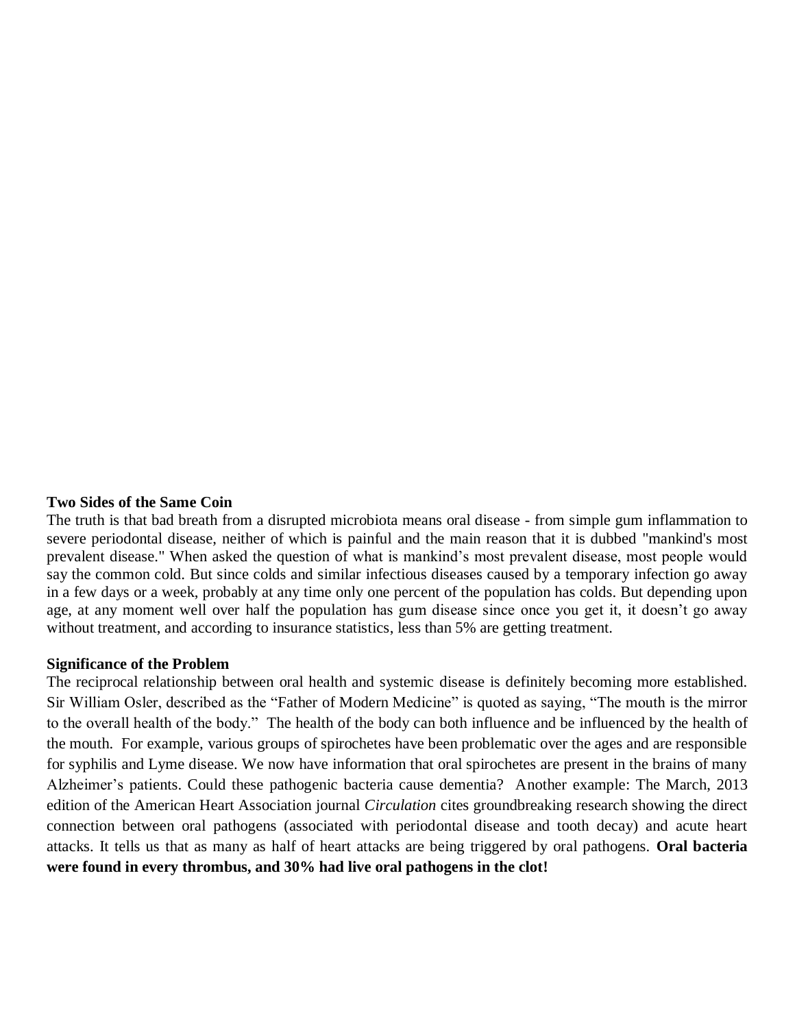**Two Sides of the Same Coin**

The truth is that bad breath from a disrupted microbiota means oral disease - from simple gum inflammation to severe periodontal disease, neither of which is painful and the main reason that it is dubbed "mankind's most prevalent disease." When asked the question of what is mankind's most prevalent disease, most people would say the common cold. But since colds and similar infectious diseases caused by a temporary infection go away in a few days or a week, probably at any time only one percent of the population has colds. But depending upon age, at any moment well over half the population has gum disease since once you get it, it doesn't go away without treatment, and according to insurance statistics, less than 5% are getting treatment.

**Significance of the Problem**

The reciprocal relationship between oral health and systemic disease is definitely becoming more established. Sir William Osler, described as the "Father of Modern Medicine" is quoted as saying, "The mouth is the mirror to the overall health of the body." The health of the body can both influence and be influenced by the health of the mouth. For example, various groups of spirochetes have been problematic over the ages and are responsible for syphilis and Lyme disease. We now have information that oral spirochetes are present in the brains of many Alzheimer's patients. Could these pathogenic bacteria cause dementia? Another example: The March, 2013 edition of the American Heart Association journal *Circulation* cites groundbreaking research showing the direct connection between oral pathogens (associated with periodontal disease and tooth decay) and acute heart attacks. It tells us that as many as half of heart attacks are being triggered by oral pathogens. **Oral bacteria were found in every thrombus, and 30% had live oral pathogens in the clot!**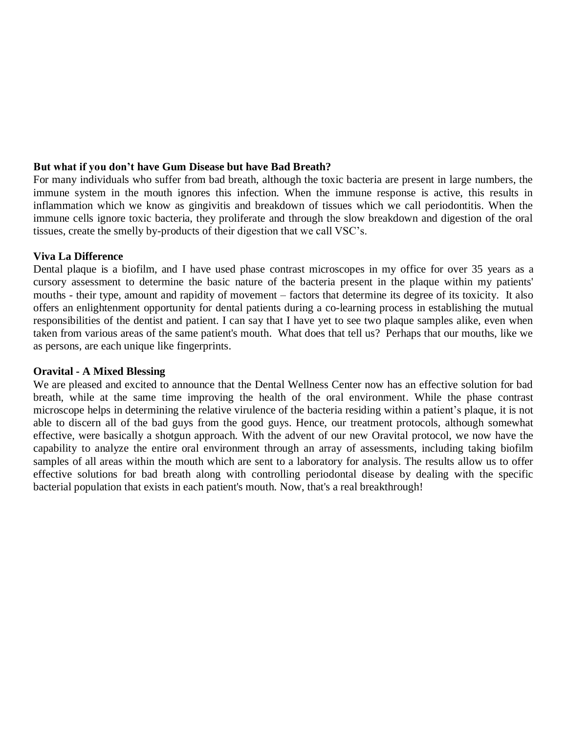**But what if you don't have Gum Disease but have Bad Breath?**

For many individuals who suffer from bad breath, although the toxic bacteria are present in large numbers, the immune system in the mouth ignores this infection. When the immune response is active, this results in inflammation which we know as gingivitis and breakdown of tissues which we call periodontitis. When the immune cells ignore toxic bacteria, they proliferate and through the slow breakdown and digestion of the oral tissues, create the smelly by-products of their digestion that we call VSC's.

**Viva La Difference**

Dental plaque is a biofilm, and I have used phase contrast microscopes in my office for over 35 years as a cursory assessment to determine the basic nature of the bacteria present in the plaque within my patients' mouths - their type, amount and rapidity of movement – factors that determine its degree of its toxicity. It also offers an enlightenment opportunity for dental patients during a co-learning process in establishing the mutual responsibilities of the dentist and patient. I can say that I have yet to see two plaque samples alike, even when taken from various areas of the same patient's mouth. What does that tell us? Perhaps that our mouths, like we as persons, are each unique like fingerprints.

**Oravital - A Mixed Blessing**

We are pleased and excited to announce that the Dental Wellness Center now has an effective solution for bad breath, while at the same time improving the health of the oral environment. While the phase contrast microscope helps in determining the relative virulence of the bacteria residing within a patient's plaque, it is not able to discern all of the bad guys from the good guys. Hence, our treatment protocols, although somewhat effective, were basically a shotgun approach. With the advent of our new Oravital protocol, we now have the capability to analyze the entire oral environment through an array of assessments, including taking biofilm samples of all areas within the mouth which are sent to a laboratory for analysis. The results allow us to offer effective solutions for bad breath along with controlling periodontal disease by dealing with the specific bacterial population that exists in each patient's mouth. Now, that's a real breakthrough!